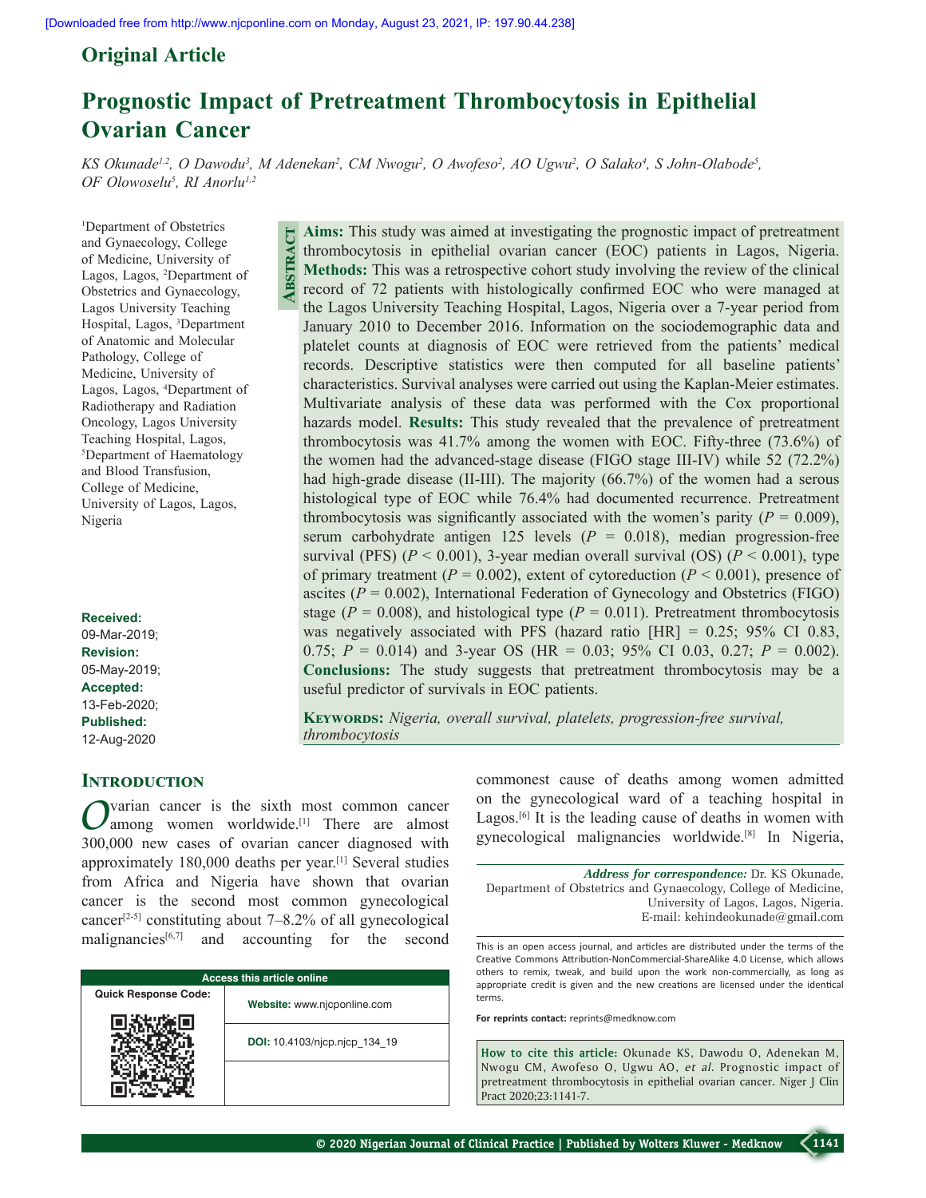Original Article

# Prognostic Impact of Pretreatment Thrombocytosis in Epithelial Ovarian Cancer

*KS Okunade[1,2], O Dawodu[3], M Adenekan[2], CM Nwogu[2], O Awofeso[2], AO Ugwu[2], O Salako[4], S John-Olabode[5], OF Olowoselu[5], RI Anorlu[1,2]*

[1]Department of Obstetrics and Gynaecology, College of Medicine, University of Lagos, Lagos, [2]Department of Obstetrics and Gynaecology, Lagos University Teaching Hospital, Lagos, [3]Department of Anatomic and Molecular Pathology, College of Medicine, University of Lagos, Lagos, [4]Department of Radiotherapy and Radiation Oncology, Lagos University Teaching Hospital, Lagos, [5]Department of Haematology and Blood Transfusion, College of Medicine, University of Lagos, Lagos, Nigeria

**Received:** 09-Mar-2019; **Revision:** 05-May-2019; **Accepted:** 13-Feb-2020; **Published:** 12-Aug-2020

## Abstract

**Aims:** This study was aimed at investigating the prognostic impact of pretreatment thrombocytosis in epithelial ovarian cancer (EOC) patients in Lagos, Nigeria. **Methods:** This was a retrospective cohort study involving the review of the clinical record of 72 patients with histologically confirmed EOC who were managed at the Lagos University Teaching Hospital, Lagos, Nigeria over a 7-year period from January 2010 to December 2016. Information on the sociodemographic data and platelet counts at diagnosis of EOC were retrieved from the patients' medical records. Descriptive statistics were then computed for all baseline patients' characteristics. Survival analyses were carried out using the Kaplan-Meier estimates. Multivariate analysis of these data was performed with the Cox proportional hazards model. **Results:** This study revealed that the prevalence of pretreatment thrombocytosis was 41.7% among the women with EOC. Fifty-three (73.6%) of the women had the advanced-stage disease (FIGO stage III-IV) while 52 (72.2%) had high-grade disease (II-III). The majority (66.7%) of the women had a serous histological type of EOC while 76.4% had documented recurrence. Pretreatment thrombocytosis was significantly associated with the women's parity ($P = 0.009$), serum carbohydrate antigen 125 levels ($P = 0.018$), median progression-free survival (PFS) ($P < 0.001$), 3-year median overall survival (OS) ($P < 0.001$), type of primary treatment ($P = 0.002$), extent of cytoreduction ($P < 0.001$), presence of ascites ($P = 0.002$), International Federation of Gynecology and Obstetrics (FIGO) stage ($P = 0.008$), and histological type ($P = 0.011$). Pretreatment thrombocytosis was negatively associated with PFS (hazard ratio [HR] = 0.25; 95% CI 0.83, 0.75; $P = 0.014$) and 3-year OS (HR = 0.03; 95% CI 0.03, 0.27; $P = 0.002$). **Conclusions:** The study suggests that pretreatment thrombocytosis may be a useful predictor of survivals in EOC patients.

**Keywords:** *Nigeria, overall survival, platelets, progression-free survival, thrombocytosis*

## Introduction

Ovarian cancer is the sixth most common cancer among women worldwide.[1] There are almost 300,000 new cases of ovarian cancer diagnosed with approximately 180,000 deaths per year.[1] Several studies from Africa and Nigeria have shown that ovarian cancer is the second most common gynecological cancer[2-5] constituting about 7–8.2% of all gynecological malignancies[6,7] and accounting for the second commonest cause of deaths among women admitted on the gynecological ward of a teaching hospital in Lagos.[6] It is the leading cause of deaths in women with gynecological malignancies worldwide.[8] In Nigeria,

**Address for correspondence:** Dr. KS Okunade, Department of Obstetrics and Gynaecology, College of Medicine, University of Lagos, Lagos, Nigeria. E-mail: kehindeokunade@gmail.com

| Access this article online | |
|---|---|
| Quick Response Code: | Website: www.njcponline.com |
| | DOI: 10.4103/njcp.njcp_134_19 |

This is an open access journal, and articles are distributed under the terms of the Creative Commons Attribution-NonCommercial-ShareAlike 4.0 License, which allows others to remix, tweak, and build upon the work non-commercially, as long as appropriate credit is given and the new creations are licensed under the identical terms.

**For reprints contact:** reprints@medknow.com

**How to cite this article:** Okunade KS, Dawodu O, Adenekan M, Nwogu CM, Awofeso O, Ugwu AO, *et al*. Prognostic impact of pretreatment thrombocytosis in epithelial ovarian cancer. Niger J Clin Pract 2020;23:1141-7.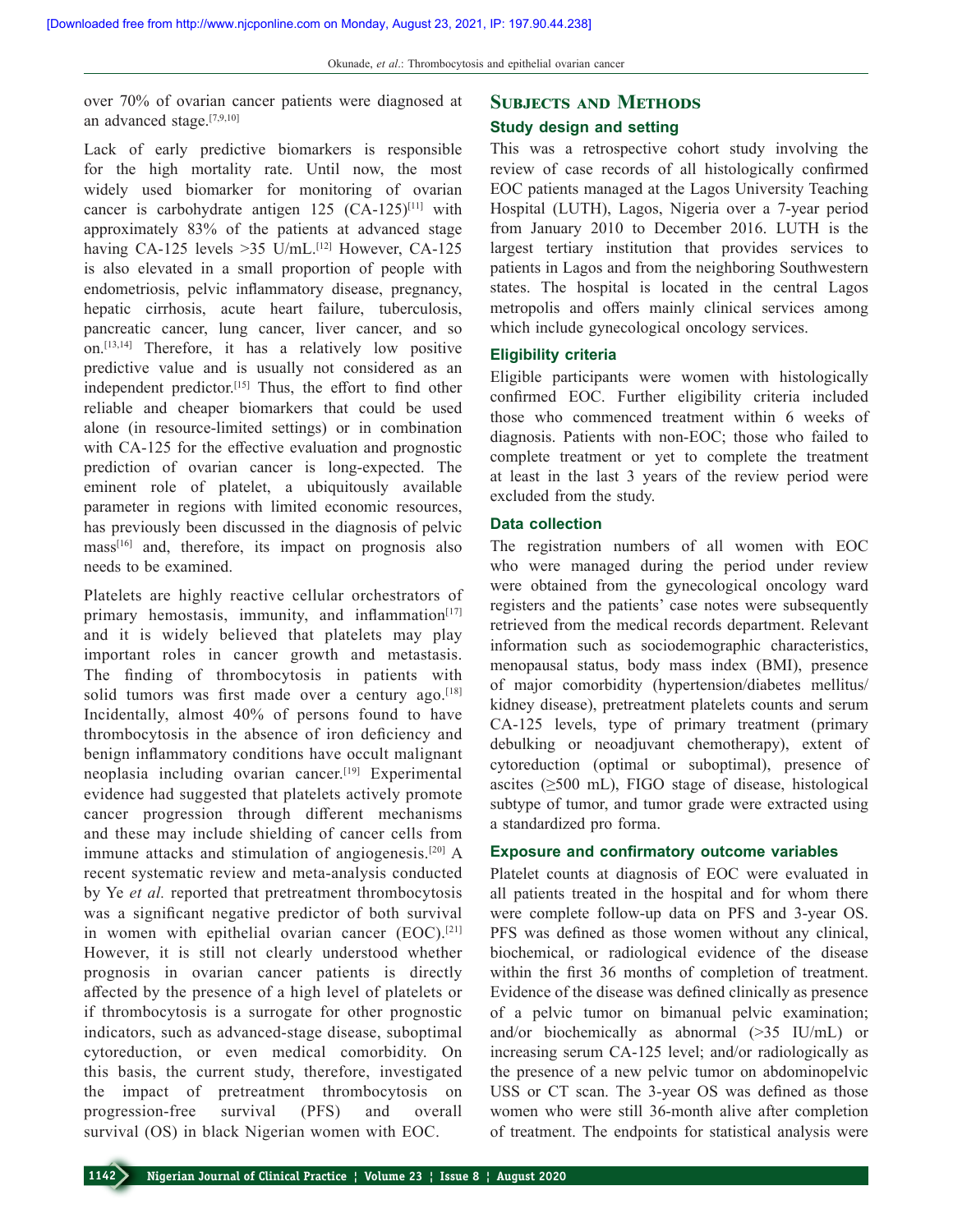over 70% of ovarian cancer patients were diagnosed at an advanced stage.[7,9,10]

Lack of early predictive biomarkers is responsible for the high mortality rate. Until now, the most widely used biomarker for monitoring of ovarian cancer is carbohydrate antigen 125 (CA-125)[11] with approximately 83% of the patients at advanced stage having CA-125 levels >35 U/mL.[12] However, CA-125 is also elevated in a small proportion of people with endometriosis, pelvic inflammatory disease, pregnancy, hepatic cirrhosis, acute heart failure, tuberculosis, pancreatic cancer, lung cancer, liver cancer, and so on.[13,14] Therefore, it has a relatively low positive predictive value and is usually not considered as an independent predictor.[15] Thus, the effort to find other reliable and cheaper biomarkers that could be used alone (in resource-limited settings) or in combination with CA-125 for the effective evaluation and prognostic prediction of ovarian cancer is long-expected. The eminent role of platelet, a ubiquitously available parameter in regions with limited economic resources, has previously been discussed in the diagnosis of pelvic mass[16] and, therefore, its impact on prognosis also needs to be examined.

Platelets are highly reactive cellular orchestrators of primary hemostasis, immunity, and inflammation[17] and it is widely believed that platelets may play important roles in cancer growth and metastasis. The finding of thrombocytosis in patients with solid tumors was first made over a century ago.[18] Incidentally, almost 40% of persons found to have thrombocytosis in the absence of iron deficiency and benign inflammatory conditions have occult malignant neoplasia including ovarian cancer.[19] Experimental evidence had suggested that platelets actively promote cancer progression through different mechanisms and these may include shielding of cancer cells from immune attacks and stimulation of angiogenesis.[20] A recent systematic review and meta-analysis conducted by Ye *et al.* reported that pretreatment thrombocytosis was a significant negative predictor of both survival in women with epithelial ovarian cancer (EOC).[21] However, it is still not clearly understood whether prognosis in ovarian cancer patients is directly affected by the presence of a high level of platelets or if thrombocytosis is a surrogate for other prognostic indicators, such as advanced-stage disease, suboptimal cytoreduction, or even medical comorbidity. On this basis, the current study, therefore, investigated the impact of pretreatment thrombocytosis on progression-free survival (PFS) and overall survival (OS) in black Nigerian women with EOC.

## Subjects and Methods

### Study design and setting

This was a retrospective cohort study involving the review of case records of all histologically confirmed EOC patients managed at the Lagos University Teaching Hospital (LUTH), Lagos, Nigeria over a 7-year period from January 2010 to December 2016. LUTH is the largest tertiary institution that provides services to patients in Lagos and from the neighboring Southwestern states. The hospital is located in the central Lagos metropolis and offers mainly clinical services among which include gynecological oncology services.

### Eligibility criteria

Eligible participants were women with histologically confirmed EOC. Further eligibility criteria included those who commenced treatment within 6 weeks of diagnosis. Patients with non-EOC; those who failed to complete treatment or yet to complete the treatment at least in the last 3 years of the review period were excluded from the study.

### Data collection

The registration numbers of all women with EOC who were managed during the period under review were obtained from the gynecological oncology ward registers and the patients' case notes were subsequently retrieved from the medical records department. Relevant information such as sociodemographic characteristics, menopausal status, body mass index (BMI), presence of major comorbidity (hypertension/diabetes mellitus/kidney disease), pretreatment platelets counts and serum CA-125 levels, type of primary treatment (primary debulking or neoadjuvant chemotherapy), extent of cytoreduction (optimal or suboptimal), presence of ascites (≥500 mL), FIGO stage of disease, histological subtype of tumor, and tumor grade were extracted using a standardized pro forma.

### Exposure and confirmatory outcome variables

Platelet counts at diagnosis of EOC were evaluated in all patients treated in the hospital and for whom there were complete follow-up data on PFS and 3-year OS. PFS was defined as those women without any clinical, biochemical, or radiological evidence of the disease within the first 36 months of completion of treatment. Evidence of the disease was defined clinically as presence of a pelvic tumor on bimanual pelvic examination; and/or biochemically as abnormal (>35 IU/mL) or increasing serum CA-125 level; and/or radiologically as the presence of a new pelvic tumor on abdominopelvic USS or CT scan. The 3-year OS was defined as those women who were still 36-month alive after completion of treatment. The endpoints for statistical analysis were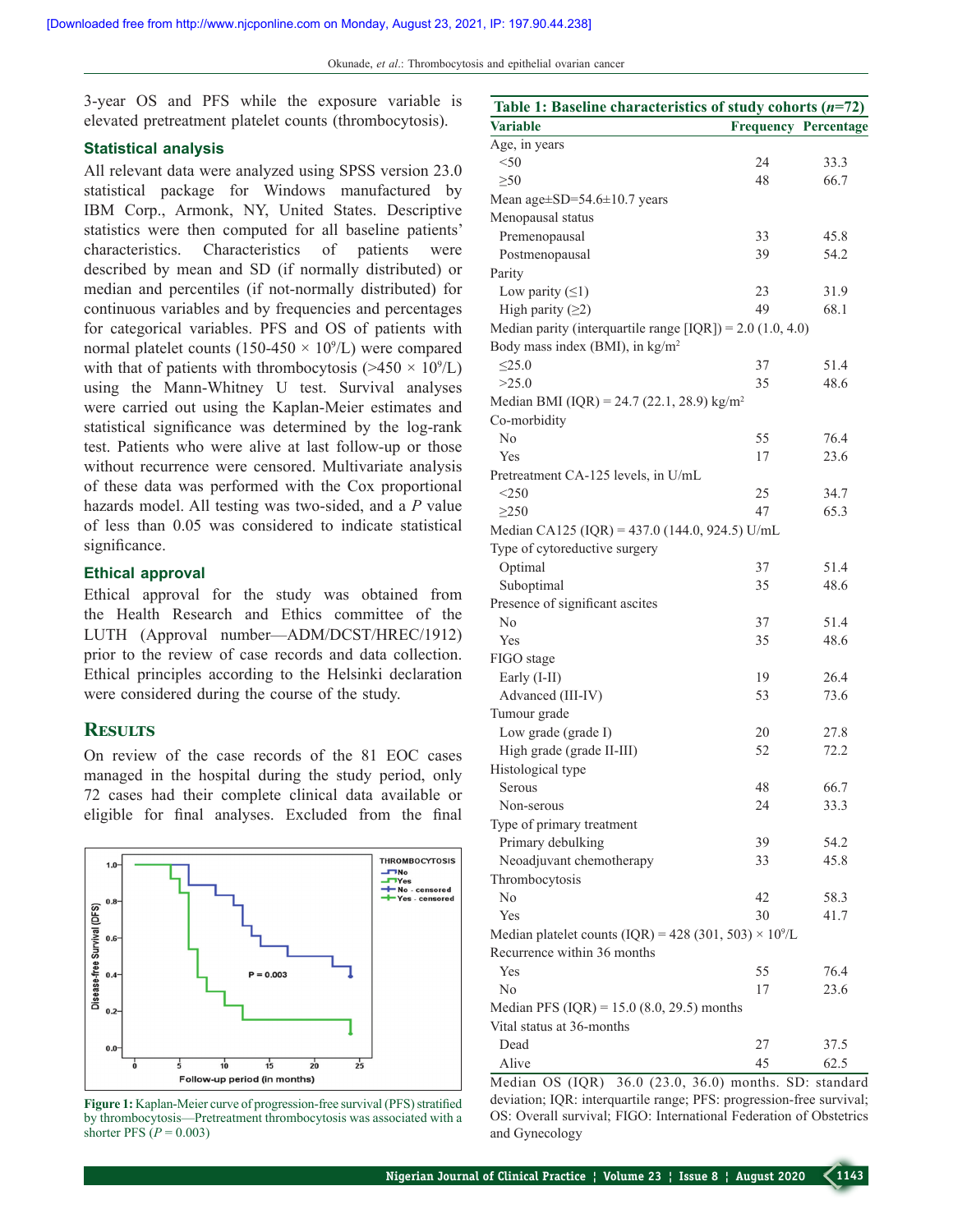3-year OS and PFS while the exposure variable is elevated pretreatment platelet counts (thrombocytosis).

### Statistical analysis

All relevant data were analyzed using SPSS version 23.0 statistical package for Windows manufactured by IBM Corp., Armonk, NY, United States. Descriptive statistics were then computed for all baseline patients' characteristics. Characteristics of patients were described by mean and SD (if normally distributed) or median and percentiles (if not-normally distributed) for continuous variables and by frequencies and percentages for categorical variables. PFS and OS of patients with normal platelet counts (150-450 × $10^9$/L) were compared with that of patients with thrombocytosis (>450 × $10^9$/L) using the Mann-Whitney U test. Survival analyses were carried out using the Kaplan-Meier estimates and statistical significance was determined by the log-rank test. Patients who were alive at last follow-up or those without recurrence were censored. Multivariate analysis of these data was performed with the Cox proportional hazards model. All testing was two-sided, and a *P* value of less than 0.05 was considered to indicate statistical significance.

### Ethical approval

Ethical approval for the study was obtained from the Health Research and Ethics committee of the LUTH (Approval number—ADM/DCST/HREC/1912) prior to the review of case records and data collection. Ethical principles according to the Helsinki declaration were considered during the course of the study.

## Results

On review of the case records of the 81 EOC cases managed in the hospital during the study period, only 72 cases had their complete clinical data available or eligible for final analyses. Excluded from the final

**Figure 1:** Kaplan-Meier curve of progression-free survival (PFS) stratified by thrombocytosis—Pretreatment thrombocytosis was associated with a shorter PFS (*P* = 0.003)

**Table 1: Baseline characteristics of study cohorts (*n*=72)**

| Variable | Frequency | Percentage |
|---|---|---|
| Age, in years | | |
| <50 | 24 | 33.3 |
| ≥50 | 48 | 66.7 |
| Mean age±SD=54.6±10.7 years | | |
| Menopausal status | | |
| Premenopausal | 33 | 45.8 |
| Postmenopausal | 39 | 54.2 |
| Parity | | |
| Low parity (≤1) | 23 | 31.9 |
| High parity (≥2) | 49 | 68.1 |
| Median parity (interquartile range [IQR]) = 2.0 (1.0, 4.0) | | |
| Body mass index (BMI), in kg/m$^2$ | | |
| ≤25.0 | 37 | 51.4 |
| >25.0 | 35 | 48.6 |
| Median BMI (IQR) = 24.7 (22.1, 28.9) kg/m$^2$ | | |
| Co-morbidity | | |
| No | 55 | 76.4 |
| Yes | 17 | 23.6 |
| Pretreatment CA-125 levels, in U/mL | | |
| <250 | 25 | 34.7 |
| ≥250 | 47 | 65.3 |
| Median CA125 (IQR) = 437.0 (144.0, 924.5) U/mL | | |
| Type of cytoreductive surgery | | |
| Optimal | 37 | 51.4 |
| Suboptimal | 35 | 48.6 |
| Presence of significant ascites | | |
| No | 37 | 51.4 |
| Yes | 35 | 48.6 |
| FIGO stage | | |
| Early (I-II) | 19 | 26.4 |
| Advanced (III-IV) | 53 | 73.6 |
| Tumour grade | | |
| Low grade (grade I) | 20 | 27.8 |
| High grade (grade II-III) | 52 | 72.2 |
| Histological type | | |
| Serous | 48 | 66.7 |
| Non-serous | 24 | 33.3 |
| Type of primary treatment | | |
| Primary debulking | 39 | 54.2 |
| Neoadjuvant chemotherapy | 33 | 45.8 |
| Thrombocytosis | | |
| No | 42 | 58.3 |
| Yes | 30 | 41.7 |
| Median platelet counts (IQR) = 428 (301, 503) × $10^9$/L | | |
| Recurrence within 36 months | | |
| Yes | 55 | 76.4 |
| No | 17 | 23.6 |
| Median PFS (IQR) = 15.0 (8.0, 29.5) months | | |
| Vital status at 36-months | | |
| Dead | 27 | 37.5 |
| Alive | 45 | 62.5 |

Median OS (IQR) 36.0 (23.0, 36.0) months. SD: standard deviation; IQR: interquartile range; PFS: progression-free survival; OS: Overall survival; FIGO: International Federation of Obstetrics and Gynecology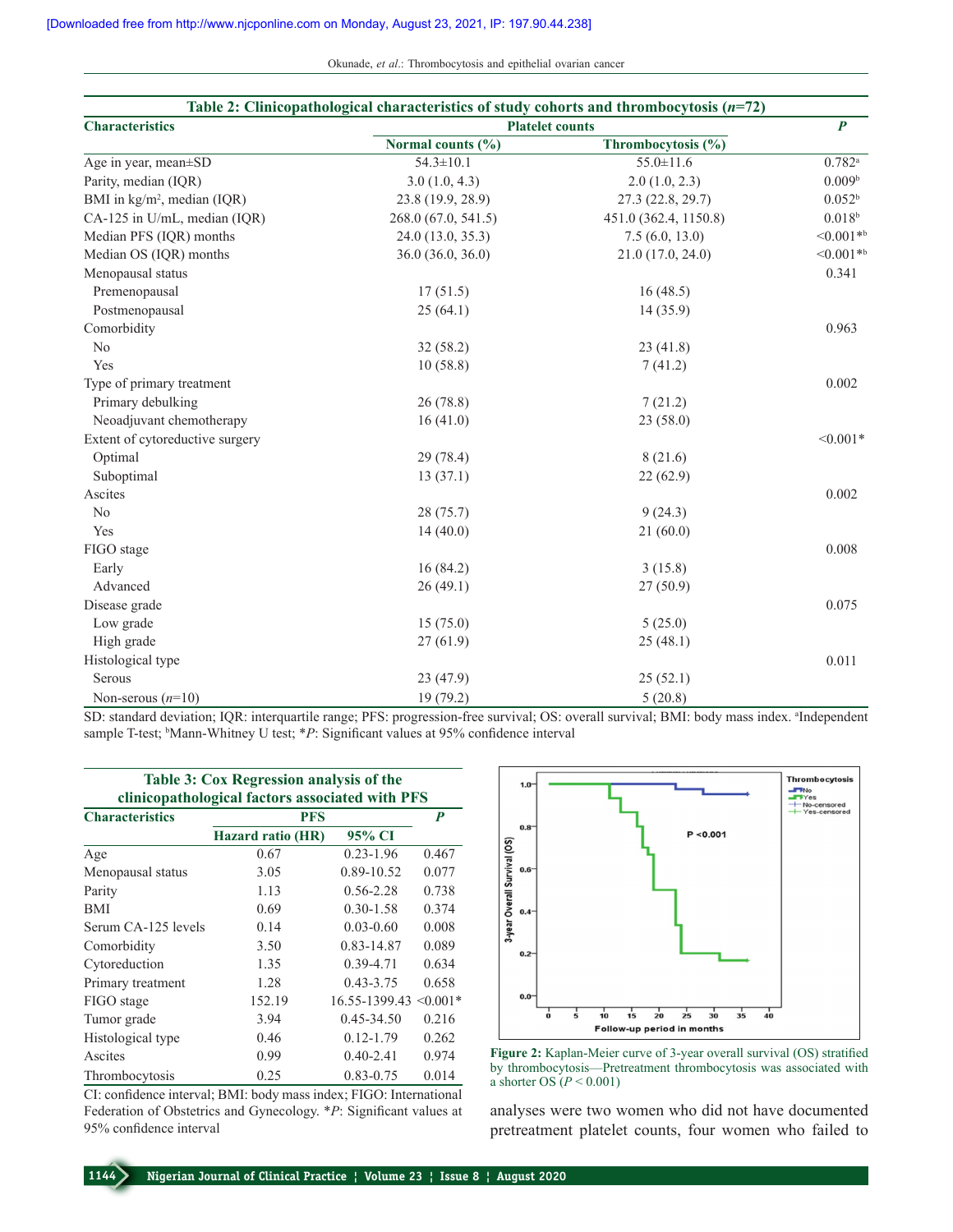[Downloaded free from http://www.njcponline.com on Monday, August 23, 2021, IP: 197.90.44.238]

**Table 2: Clinicopathological characteristics of study cohorts and thrombocytosis (*n*=72)**

| Characteristics | Platelet counts | | *P* |
|---|---|---|---|
| | Normal counts (%) | Thrombocytosis (%) | |
| Age in year, mean±SD | 54.3±10.1 | 55.0±11.6 | 0.782[a] |
| Parity, median (IQR) | 3.0 (1.0, 4.3) | 2.0 (1.0, 2.3) | 0.009[b] |
| BMI in kg/m$^2$, median (IQR) | 23.8 (19.9, 28.9) | 27.3 (22.8, 29.7) | 0.052[b] |
| CA-125 in U/mL, median (IQR) | 268.0 (67.0, 541.5) | 451.0 (362.4, 1150.8) | 0.018[b] |
| Median PFS (IQR) months | 24.0 (13.0, 35.3) | 7.5 (6.0, 13.0) | <0.001*[b] |
| Median OS (IQR) months | 36.0 (36.0, 36.0) | 21.0 (17.0, 24.0) | <0.001*[b] |
| Menopausal status | | | 0.341 |
| Premenopausal | 17 (51.5) | 16 (48.5) | |
| Postmenopausal | 25 (64.1) | 14 (35.9) | |
| Comorbidity | | | 0.963 |
| No | 32 (58.2) | 23 (41.8) | |
| Yes | 10 (58.8) | 7 (41.2) | |
| Type of primary treatment | | | 0.002 |
| Primary debulking | 26 (78.8) | 7 (21.2) | |
| Neoadjuvant chemotherapy | 16 (41.0) | 23 (58.0) | |
| Extent of cytoreductive surgery | | | <0.001* |
| Optimal | 29 (78.4) | 8 (21.6) | |
| Suboptimal | 13 (37.1) | 22 (62.9) | |
| Ascites | | | 0.002 |
| No | 28 (75.7) | 9 (24.3) | |
| Yes | 14 (40.0) | 21 (60.0) | |
| FIGO stage | | | 0.008 |
| Early | 16 (84.2) | 3 (15.8) | |
| Advanced | 26 (49.1) | 27 (50.9) | |
| Disease grade | | | 0.075 |
| Low grade | 15 (75.0) | 5 (25.0) | |
| High grade | 27 (61.9) | 25 (48.1) | |
| Histological type | | | 0.011 |
| Serous | 23 (47.9) | 25 (52.1) | |
| Non-serous (*n*=10) | 19 (79.2) | 5 (20.8) | |

SD: standard deviation; IQR: interquartile range; PFS: progression-free survival; OS: overall survival; BMI: body mass index. [a]Independent sample T-test; [b]Mann-Whitney U test; *P: Significant values at 95% confidence interval

**Table 3: Cox Regression analysis of the clinicopathological factors associated with PFS**

| Characteristics | PFS | | *P* |
|---|---|---|---|
| | Hazard ratio (HR) | 95% CI | |
| Age | 0.67 | 0.23-1.96 | 0.467 |
| Menopausal status | 3.05 | 0.89-10.52 | 0.077 |
| Parity | 1.13 | 0.56-2.28 | 0.738 |
| BMI | 0.69 | 0.30-1.58 | 0.374 |
| Serum CA-125 levels | 0.14 | 0.03-0.60 | 0.008 |
| Comorbidity | 3.50 | 0.83-14.87 | 0.089 |
| Cytoreduction | 1.35 | 0.39-4.71 | 0.634 |
| Primary treatment | 1.28 | 0.43-3.75 | 0.658 |
| FIGO stage | 152.19 | 16.55-1399.43 | <0.001* |
| Tumor grade | 3.94 | 0.45-34.50 | 0.216 |
| Histological type | 0.46 | 0.12-1.79 | 0.262 |
| Ascites | 0.99 | 0.40-2.41 | 0.974 |
| Thrombocytosis | 0.25 | 0.83-0.75 | 0.014 |

CI: confidence interval; BMI: body mass index; FIGO: International Federation of Obstetrics and Gynecology. *P: Significant values at 95% confidence interval

**Figure 2:** Kaplan-Meier curve of 3-year overall survival (OS) stratified by thrombocytosis—Pretreatment thrombocytosis was associated with a shorter OS ($P < 0.001$)

analyses were two women who did not have documented pretreatment platelet counts, four women who failed to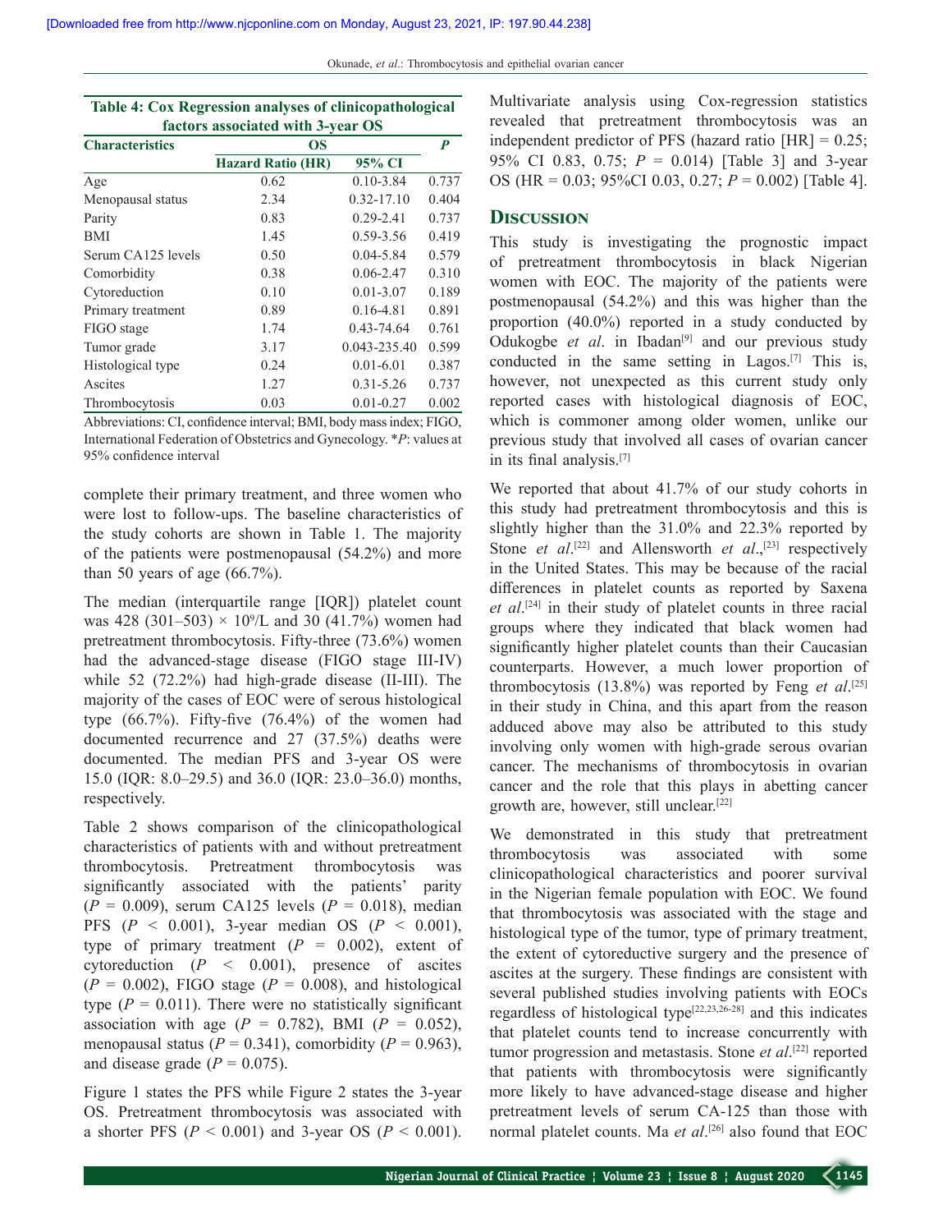**Table 4: Cox Regression analyses of clinicopathological factors associated with 3-year OS**

| Characteristics | OS | | *P* |
|---|---|---|---|
| | Hazard Ratio (HR) | 95% CI | |
| Age | 0.62 | 0.10-3.84 | 0.737 |
| Menopausal status | 2.34 | 0.32-17.10 | 0.404 |
| Parity | 0.83 | 0.29-2.41 | 0.737 |
| BMI | 1.45 | 0.59-3.56 | 0.419 |
| Serum CA125 levels | 0.50 | 0.04-5.84 | 0.579 |
| Comorbidity | 0.38 | 0.06-2.47 | 0.310 |
| Cytoreduction | 0.10 | 0.01-3.07 | 0.189 |
| Primary treatment | 0.89 | 0.16-4.81 | 0.891 |
| FIGO stage | 1.74 | 0.43-74.64 | 0.761 |
| Tumor grade | 3.17 | 0.043-235.40 | 0.599 |
| Histological type | 0.24 | 0.01-6.01 | 0.387 |
| Ascites | 1.27 | 0.31-5.26 | 0.737 |
| Thrombocytosis | 0.03 | 0.01-0.27 | 0.002 |

Abbreviations: CI, confidence interval; BMI, body mass index; FIGO, International Federation of Obstetrics and Gynecology. \**P*: values at 95% confidence interval

complete their primary treatment, and three women who were lost to follow-ups. The baseline characteristics of the study cohorts are shown in Table 1. The majority of the patients were postmenopausal (54.2%) and more than 50 years of age (66.7%).

The median (interquartile range [IQR]) platelet count was 428 (301–503) × $10^9$/L and 30 (41.7%) women had pretreatment thrombocytosis. Fifty-three (73.6%) women had the advanced-stage disease (FIGO stage III-IV) while 52 (72.2%) had high-grade disease (II-III). The majority of the cases of EOC were of serous histological type (66.7%). Fifty-five (76.4%) of the women had documented recurrence and 27 (37.5%) deaths were documented. The median PFS and 3-year OS were 15.0 (IQR: 8.0–29.5) and 36.0 (IQR: 23.0–36.0) months, respectively.

Table 2 shows comparison of the clinicopathological characteristics of patients with and without pretreatment thrombocytosis. Pretreatment thrombocytosis was significantly associated with the patients' parity ($P = 0.009$), serum CA125 levels ($P = 0.018$), median PFS ($P < 0.001$), 3-year median OS ($P < 0.001$), type of primary treatment ($P = 0.002$), extent of cytoreduction ($P < 0.001$), presence of ascites ($P = 0.002$), FIGO stage ($P = 0.008$), and histological type ($P = 0.011$). There were no statistically significant association with age ($P = 0.782$), BMI ($P = 0.052$), menopausal status ($P = 0.341$), comorbidity ($P = 0.963$), and disease grade ($P = 0.075$).

Figure 1 states the PFS while Figure 2 states the 3-year OS. Pretreatment thrombocytosis was associated with a shorter PFS ($P < 0.001$) and 3-year OS ($P < 0.001$). Multivariate analysis using Cox-regression statistics revealed that pretreatment thrombocytosis was an independent predictor of PFS (hazard ratio [HR] = 0.25; 95% CI 0.83, 0.75; $P = 0.014$) [Table 3] and 3-year OS (HR = 0.03; 95%CI 0.03, 0.27; $P = 0.002$) [Table 4].

## Discussion

This study is investigating the prognostic impact of pretreatment thrombocytosis in black Nigerian women with EOC. The majority of the patients were postmenopausal (54.2%) and this was higher than the proportion (40.0%) reported in a study conducted by Odukogbe *et al*. in Ibadan[9] and our previous study conducted in the same setting in Lagos.[7] This is, however, not unexpected as this current study only reported cases with histological diagnosis of EOC, which is commoner among older women, unlike our previous study that involved all cases of ovarian cancer in its final analysis.[7]

We reported that about 41.7% of our study cohorts in this study had pretreatment thrombocytosis and this is slightly higher than the 31.0% and 22.3% reported by Stone *et al*.[22] and Allensworth *et al*.,[23] respectively in the United States. This may be because of the racial differences in platelet counts as reported by Saxena *et al*.[24] in their study of platelet counts in three racial groups where they indicated that black women had significantly higher platelet counts than their Caucasian counterparts. However, a much lower proportion of thrombocytosis (13.8%) was reported by Feng *et al*.[25] in their study in China, and this apart from the reason adduced above may also be attributed to this study involving only women with high-grade serous ovarian cancer. The mechanisms of thrombocytosis in ovarian cancer and the role that this plays in abetting cancer growth are, however, still unclear.[22]

We demonstrated in this study that pretreatment thrombocytosis was associated with some clinicopathological characteristics and poorer survival in the Nigerian female population with EOC. We found that thrombocytosis was associated with the stage and histological type of the tumor, type of primary treatment, the extent of cytoreductive surgery and the presence of ascites at the surgery. These findings are consistent with several published studies involving patients with EOCs regardless of histological type[22,23,26-28] and this indicates that platelet counts tend to increase concurrently with tumor progression and metastasis. Stone *et al*.[22] reported that patients with thrombocytosis were significantly more likely to have advanced-stage disease and higher pretreatment levels of serum CA-125 than those with normal platelet counts. Ma *et al*.[26] also found that EOC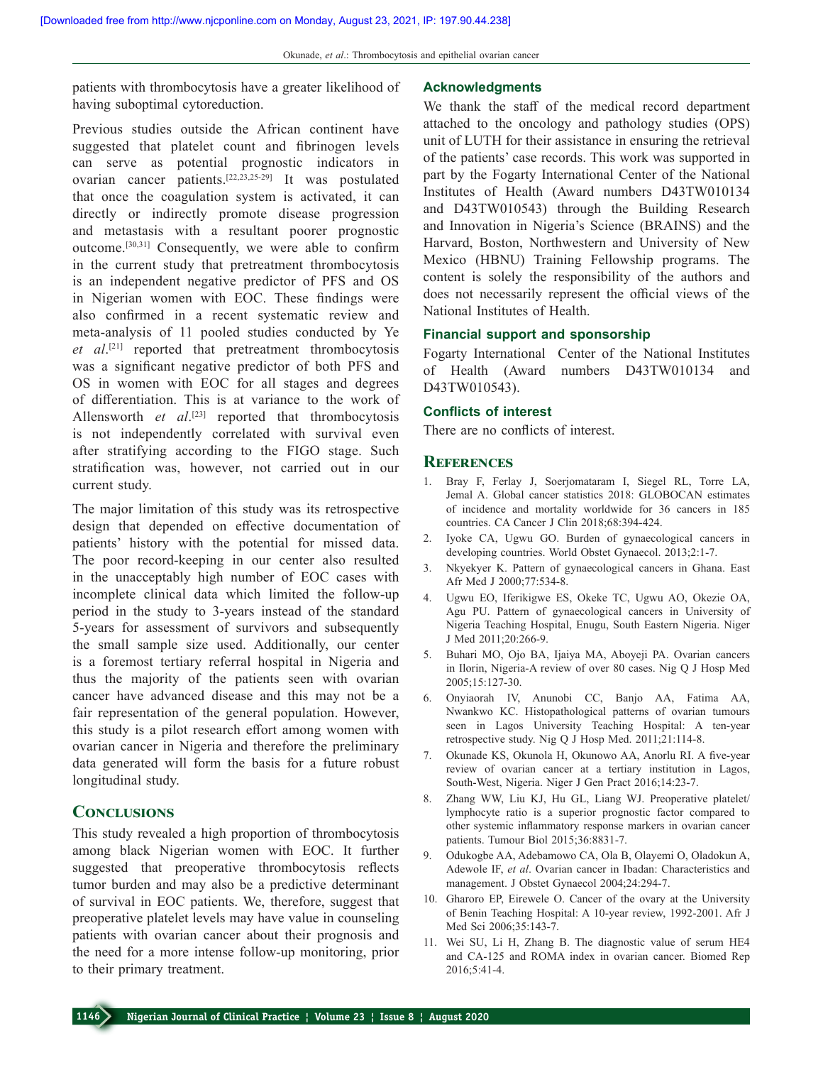patients with thrombocytosis have a greater likelihood of having suboptimal cytoreduction.

Previous studies outside the African continent have suggested that platelet count and fibrinogen levels can serve as potential prognostic indicators in ovarian cancer patients.[22,23,25-29] It was postulated that once the coagulation system is activated, it can directly or indirectly promote disease progression and metastasis with a resultant poorer prognostic outcome.[30,31] Consequently, we were able to confirm in the current study that pretreatment thrombocytosis is an independent negative predictor of PFS and OS in Nigerian women with EOC. These findings were also confirmed in a recent systematic review and meta-analysis of 11 pooled studies conducted by Ye *et al*.[21] reported that pretreatment thrombocytosis was a significant negative predictor of both PFS and OS in women with EOC for all stages and degrees of differentiation. This is at variance to the work of Allensworth *et al*.[23] reported that thrombocytosis is not independently correlated with survival even after stratifying according to the FIGO stage. Such stratification was, however, not carried out in our current study.

The major limitation of this study was its retrospective design that depended on effective documentation of patients' history with the potential for missed data. The poor record-keeping in our center also resulted in the unacceptably high number of EOC cases with incomplete clinical data which limited the follow-up period in the study to 3-years instead of the standard 5-years for assessment of survivors and subsequently the small sample size used. Additionally, our center is a foremost tertiary referral hospital in Nigeria and thus the majority of the patients seen with ovarian cancer have advanced disease and this may not be a fair representation of the general population. However, this study is a pilot research effort among women with ovarian cancer in Nigeria and therefore the preliminary data generated will form the basis for a future robust longitudinal study.

## Conclusions

This study revealed a high proportion of thrombocytosis among black Nigerian women with EOC. It further suggested that preoperative thrombocytosis reflects tumor burden and may also be a predictive determinant of survival in EOC patients. We, therefore, suggest that preoperative platelet levels may have value in counseling patients with ovarian cancer about their prognosis and the need for a more intense follow-up monitoring, prior to their primary treatment.

### Acknowledgments

We thank the staff of the medical record department attached to the oncology and pathology studies (OPS) unit of LUTH for their assistance in ensuring the retrieval of the patients' case records. This work was supported in part by the Fogarty International Center of the National Institutes of Health (Award numbers D43TW010134 and D43TW010543) through the Building Research and Innovation in Nigeria's Science (BRAINS) and the Harvard, Boston, Northwestern and University of New Mexico (HBNU) Training Fellowship programs. The content is solely the responsibility of the authors and does not necessarily represent the official views of the National Institutes of Health.

### Financial support and sponsorship

Fogarty International Center of the National Institutes of Health (Award numbers D43TW010134 and D43TW010543).

### Conflicts of interest

There are no conflicts of interest.

## References

1. Bray F, Ferlay J, Soerjomataram I, Siegel RL, Torre LA, Jemal A. Global cancer statistics 2018: GLOBOCAN estimates of incidence and mortality worldwide for 36 cancers in 185 countries. CA Cancer J Clin 2018;68:394-424.
2. Iyoke CA, Ugwu GO. Burden of gynaecological cancers in developing countries. World Obstet Gynaecol. 2013;2:1-7.
3. Nkyekyer K. Pattern of gynaecological cancers in Ghana. East Afr Med J 2000;77:534-8.
4. Ugwu EO, Iferikigwe ES, Okeke TC, Ugwu AO, Okezie OA, Agu PU. Pattern of gynaecological cancers in University of Nigeria Teaching Hospital, Enugu, South Eastern Nigeria. Niger J Med 2011;20:266-9.
5. Buhari MO, Ojo BA, Ijaiya MA, Aboyeji PA. Ovarian cancers in Ilorin, Nigeria-A review of over 80 cases. Nig Q J Hosp Med 2005;15:127-30.
6. Onyiaorah IV, Anunobi CC, Banjo AA, Fatima AA, Nwankwo KC. Histopathological patterns of ovarian tumours seen in Lagos University Teaching Hospital: A ten-year retrospective study. Nig Q J Hosp Med. 2011;21:114-8.
7. Okunade KS, Okunola H, Okunowo AA, Anorlu RI. A five-year review of ovarian cancer at a tertiary institution in Lagos, South-West, Nigeria. Niger J Gen Pract 2016;14:23-7.
8. Zhang WW, Liu KJ, Hu GL, Liang WJ. Preoperative platelet/lymphocyte ratio is a superior prognostic factor compared to other systemic inflammatory response markers in ovarian cancer patients. Tumour Biol 2015;36:8831-7.
9. Odukogbe AA, Adebamowo CA, Ola B, Olayemi O, Oladokun A, Adewole IF, *et al*. Ovarian cancer in Ibadan: Characteristics and management. J Obstet Gynaecol 2004;24:294-7.
10. Gharoro EP, Eirewele O. Cancer of the ovary at the University of Benin Teaching Hospital: A 10-year review, 1992-2001. Afr J Med Sci 2006;35:143-7.
11. Wei SU, Li H, Zhang B. The diagnostic value of serum HE4 and CA-125 and ROMA index in ovarian cancer. Biomed Rep 2016;5:41-4.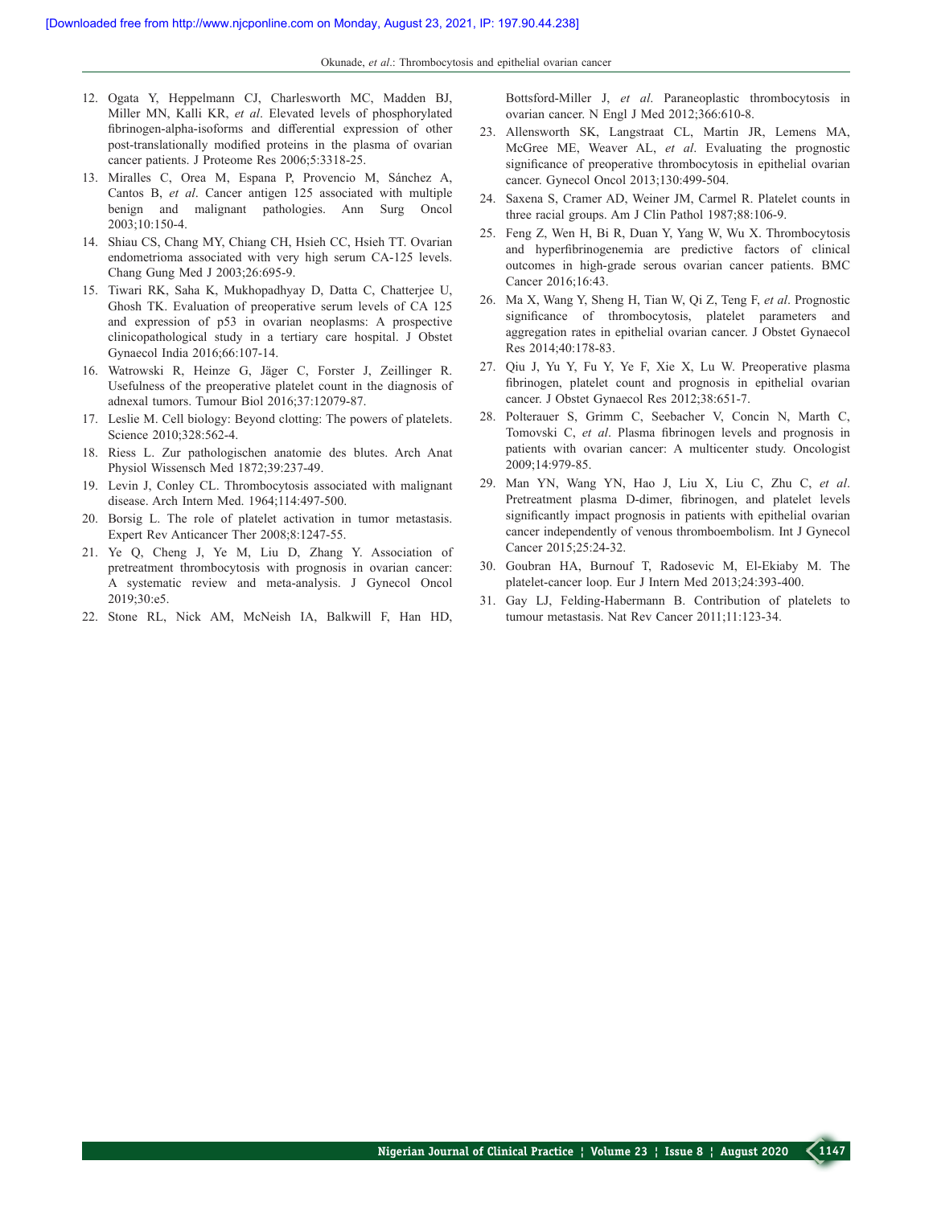12. Ogata Y, Heppelmann CJ, Charlesworth MC, Madden BJ, Miller MN, Kalli KR, *et al*. Elevated levels of phosphorylated fibrinogen-alpha-isoforms and differential expression of other post-translationally modified proteins in the plasma of ovarian cancer patients. J Proteome Res 2006;5:3318-25.
13. Miralles C, Orea M, Espana P, Provencio M, Sánchez A, Cantos B, *et al*. Cancer antigen 125 associated with multiple benign and malignant pathologies. Ann Surg Oncol 2003;10:150-4.
14. Shiau CS, Chang MY, Chiang CH, Hsieh CC, Hsieh TT. Ovarian endometrioma associated with very high serum CA-125 levels. Chang Gung Med J 2003;26:695-9.
15. Tiwari RK, Saha K, Mukhopadhyay D, Datta C, Chatterjee U, Ghosh TK. Evaluation of preoperative serum levels of CA 125 and expression of p53 in ovarian neoplasms: A prospective clinicopathological study in a tertiary care hospital. J Obstet Gynaecol India 2016;66:107-14.
16. Watrowski R, Heinze G, Jäger C, Forster J, Zeillinger R. Usefulness of the preoperative platelet count in the diagnosis of adnexal tumors. Tumour Biol 2016;37:12079-87.
17. Leslie M. Cell biology: Beyond clotting: The powers of platelets. Science 2010;328:562-4.
18. Riess L. Zur pathologischen anatomie des blutes. Arch Anat Physiol Wissensch Med 1872;39:237-49.
19. Levin J, Conley CL. Thrombocytosis associated with malignant disease. Arch Intern Med. 1964;114:497-500.
20. Borsig L. The role of platelet activation in tumor metastasis. Expert Rev Anticancer Ther 2008;8:1247-55.
21. Ye Q, Cheng J, Ye M, Liu D, Zhang Y. Association of pretreatment thrombocytosis with prognosis in ovarian cancer: A systematic review and meta-analysis. J Gynecol Oncol 2019;30:e5.
22. Stone RL, Nick AM, McNeish IA, Balkwill F, Han HD, Bottsford-Miller J, *et al*. Paraneoplastic thrombocytosis in ovarian cancer. N Engl J Med 2012;366:610-8.
23. Allensworth SK, Langstraat CL, Martin JR, Lemens MA, McGree ME, Weaver AL, *et al*. Evaluating the prognostic significance of preoperative thrombocytosis in epithelial ovarian cancer. Gynecol Oncol 2013;130:499-504.
24. Saxena S, Cramer AD, Weiner JM, Carmel R. Platelet counts in three racial groups. Am J Clin Pathol 1987;88:106-9.
25. Feng Z, Wen H, Bi R, Duan Y, Yang W, Wu X. Thrombocytosis and hyperfibrinogenemia are predictive factors of clinical outcomes in high-grade serous ovarian cancer patients. BMC Cancer 2016;16:43.
26. Ma X, Wang Y, Sheng H, Tian W, Qi Z, Teng F, *et al*. Prognostic significance of thrombocytosis, platelet parameters and aggregation rates in epithelial ovarian cancer. J Obstet Gynaecol Res 2014;40:178-83.
27. Qiu J, Yu Y, Fu Y, Ye F, Xie X, Lu W. Preoperative plasma fibrinogen, platelet count and prognosis in epithelial ovarian cancer. J Obstet Gynaecol Res 2012;38:651-7.
28. Polterauer S, Grimm C, Seebacher V, Concin N, Marth C, Tomovski C, *et al*. Plasma fibrinogen levels and prognosis in patients with ovarian cancer: A multicenter study. Oncologist 2009;14:979-85.
29. Man YN, Wang YN, Hao J, Liu X, Liu C, Zhu C, *et al*. Pretreatment plasma D-dimer, fibrinogen, and platelet levels significantly impact prognosis in patients with epithelial ovarian cancer independently of venous thromboembolism. Int J Gynecol Cancer 2015;25:24-32.
30. Goubran HA, Burnouf T, Radosevic M, El-Ekiaby M. The platelet-cancer loop. Eur J Intern Med 2013;24:393-400.
31. Gay LJ, Felding-Habermann B. Contribution of platelets to tumour metastasis. Nat Rev Cancer 2011;11:123-34.